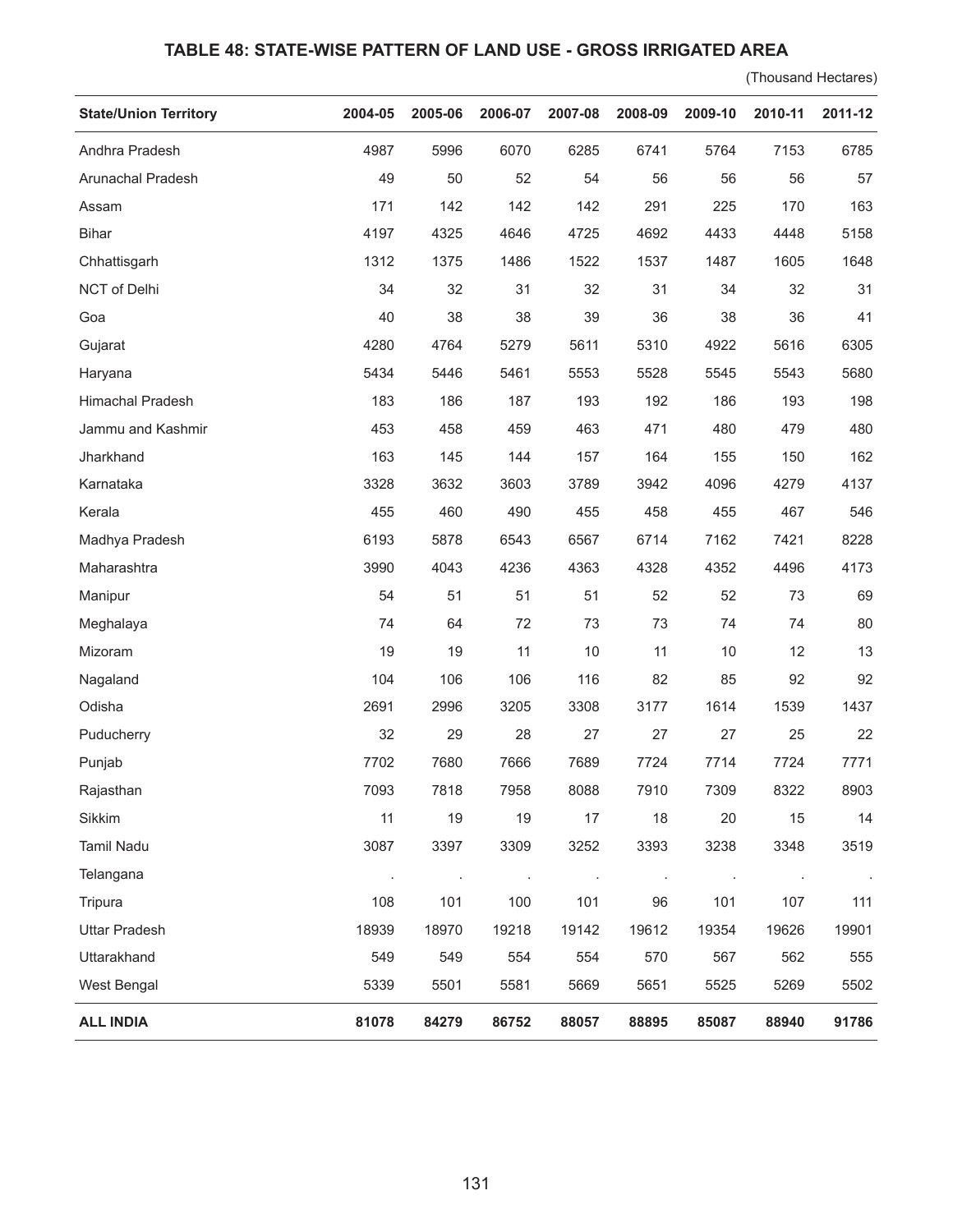## TABLE 48: STATE-WISE PATTERN OF LAND USE - GROSS IRRIGATED AREA

(Thousand Hectares)

| State/Union Territory | 2004-05 | 2005-06 | 2006-07 | 2007-08 | 2008-09 | 2009-10 | 2010-11 | 2011-12 |
|---|---|---|---|---|---|---|---|---|
| Andhra Pradesh | 4987 | 5996 | 6070 | 6285 | 6741 | 5764 | 7153 | 6785 |
| Arunachal Pradesh | 49 | 50 | 52 | 54 | 56 | 56 | 56 | 57 |
| Assam | 171 | 142 | 142 | 142 | 291 | 225 | 170 | 163 |
| Bihar | 4197 | 4325 | 4646 | 4725 | 4692 | 4433 | 4448 | 5158 |
| Chhattisgarh | 1312 | 1375 | 1486 | 1522 | 1537 | 1487 | 1605 | 1648 |
| NCT of Delhi | 34 | 32 | 31 | 32 | 31 | 34 | 32 | 31 |
| Goa | 40 | 38 | 38 | 39 | 36 | 38 | 36 | 41 |
| Gujarat | 4280 | 4764 | 5279 | 5611 | 5310 | 4922 | 5616 | 6305 |
| Haryana | 5434 | 5446 | 5461 | 5553 | 5528 | 5545 | 5543 | 5680 |
| Himachal Pradesh | 183 | 186 | 187 | 193 | 192 | 186 | 193 | 198 |
| Jammu and Kashmir | 453 | 458 | 459 | 463 | 471 | 480 | 479 | 480 |
| Jharkhand | 163 | 145 | 144 | 157 | 164 | 155 | 150 | 162 |
| Karnataka | 3328 | 3632 | 3603 | 3789 | 3942 | 4096 | 4279 | 4137 |
| Kerala | 455 | 460 | 490 | 455 | 458 | 455 | 467 | 546 |
| Madhya Pradesh | 6193 | 5878 | 6543 | 6567 | 6714 | 7162 | 7421 | 8228 |
| Maharashtra | 3990 | 4043 | 4236 | 4363 | 4328 | 4352 | 4496 | 4173 |
| Manipur | 54 | 51 | 51 | 51 | 52 | 52 | 73 | 69 |
| Meghalaya | 74 | 64 | 72 | 73 | 73 | 74 | 74 | 80 |
| Mizoram | 19 | 19 | 11 | 10 | 11 | 10 | 12 | 13 |
| Nagaland | 104 | 106 | 106 | 116 | 82 | 85 | 92 | 92 |
| Odisha | 2691 | 2996 | 3205 | 3308 | 3177 | 1614 | 1539 | 1437 |
| Puducherry | 32 | 29 | 28 | 27 | 27 | 27 | 25 | 22 |
| Punjab | 7702 | 7680 | 7666 | 7689 | 7724 | 7714 | 7724 | 7771 |
| Rajasthan | 7093 | 7818 | 7958 | 8088 | 7910 | 7309 | 8322 | 8903 |
| Sikkim | 11 | 19 | 19 | 17 | 18 | 20 | 15 | 14 |
| Tamil Nadu | 3087 | 3397 | 3309 | 3252 | 3393 | 3238 | 3348 | 3519 |
| Telangana | . | . | . | . | . | . | . | . |
| Tripura | 108 | 101 | 100 | 101 | 96 | 101 | 107 | 111 |
| Uttar Pradesh | 18939 | 18970 | 19218 | 19142 | 19612 | 19354 | 19626 | 19901 |
| Uttarakhand | 549 | 549 | 554 | 554 | 570 | 567 | 562 | 555 |
| West Bengal | 5339 | 5501 | 5581 | 5669 | 5651 | 5525 | 5269 | 5502 |
| **ALL INDIA** | **81078** | **84279** | **86752** | **88057** | **88895** | **85087** | **88940** | **91786** |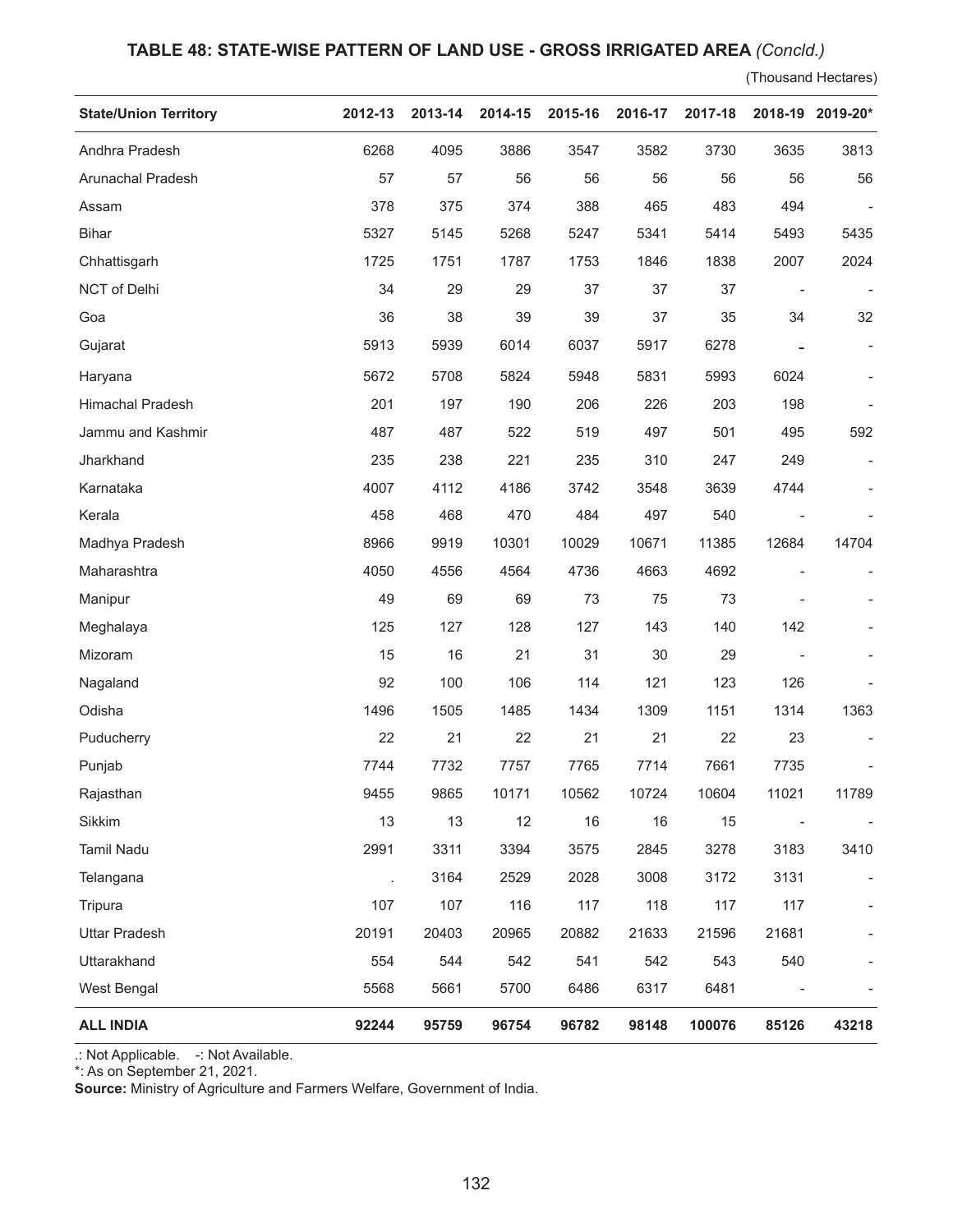## TABLE 48: STATE-WISE PATTERN OF LAND USE - GROSS IRRIGATED AREA *(Concld.)*

(Thousand Hectares)

| State/Union Territory | 2012-13 | 2013-14 | 2014-15 | 2015-16 | 2016-17 | 2017-18 | 2018-19 | 2019-20* |
|---|---|---|---|---|---|---|---|---|
| Andhra Pradesh | 6268 | 4095 | 3886 | 3547 | 3582 | 3730 | 3635 | 3813 |
| Arunachal Pradesh | 57 | 57 | 56 | 56 | 56 | 56 | 56 | 56 |
| Assam | 378 | 375 | 374 | 388 | 465 | 483 | 494 | - |
| Bihar | 5327 | 5145 | 5268 | 5247 | 5341 | 5414 | 5493 | 5435 |
| Chhattisgarh | 1725 | 1751 | 1787 | 1753 | 1846 | 1838 | 2007 | 2024 |
| NCT of Delhi | 34 | 29 | 29 | 37 | 37 | 37 | - | - |
| Goa | 36 | 38 | 39 | 39 | 37 | 35 | 34 | 32 |
| Gujarat | 5913 | 5939 | 6014 | 6037 | 5917 | 6278 | - | - |
| Haryana | 5672 | 5708 | 5824 | 5948 | 5831 | 5993 | 6024 | - |
| Himachal Pradesh | 201 | 197 | 190 | 206 | 226 | 203 | 198 | - |
| Jammu and Kashmir | 487 | 487 | 522 | 519 | 497 | 501 | 495 | 592 |
| Jharkhand | 235 | 238 | 221 | 235 | 310 | 247 | 249 | - |
| Karnataka | 4007 | 4112 | 4186 | 3742 | 3548 | 3639 | 4744 | - |
| Kerala | 458 | 468 | 470 | 484 | 497 | 540 | - | - |
| Madhya Pradesh | 8966 | 9919 | 10301 | 10029 | 10671 | 11385 | 12684 | 14704 |
| Maharashtra | 4050 | 4556 | 4564 | 4736 | 4663 | 4692 | - | - |
| Manipur | 49 | 69 | 69 | 73 | 75 | 73 | - | - |
| Meghalaya | 125 | 127 | 128 | 127 | 143 | 140 | 142 | - |
| Mizoram | 15 | 16 | 21 | 31 | 30 | 29 | - | - |
| Nagaland | 92 | 100 | 106 | 114 | 121 | 123 | 126 | - |
| Odisha | 1496 | 1505 | 1485 | 1434 | 1309 | 1151 | 1314 | 1363 |
| Puducherry | 22 | 21 | 22 | 21 | 21 | 22 | 23 | - |
| Punjab | 7744 | 7732 | 7757 | 7765 | 7714 | 7661 | 7735 | - |
| Rajasthan | 9455 | 9865 | 10171 | 10562 | 10724 | 10604 | 11021 | 11789 |
| Sikkim | 13 | 13 | 12 | 16 | 16 | 15 | - | - |
| Tamil Nadu | 2991 | 3311 | 3394 | 3575 | 2845 | 3278 | 3183 | 3410 |
| Telangana | . | 3164 | 2529 | 2028 | 3008 | 3172 | 3131 | - |
| Tripura | 107 | 107 | 116 | 117 | 118 | 117 | 117 | - |
| Uttar Pradesh | 20191 | 20403 | 20965 | 20882 | 21633 | 21596 | 21681 | - |
| Uttarakhand | 554 | 544 | 542 | 541 | 542 | 543 | 540 | - |
| West Bengal | 5568 | 5661 | 5700 | 6486 | 6317 | 6481 | - | - |
| **ALL INDIA** | **92244** | **95759** | **96754** | **96782** | **98148** | **100076** | **85126** | **43218** |

.: Not Applicable. -: Not Available.
*: As on September 21, 2021.
**Source:** Ministry of Agriculture and Farmers Welfare, Government of India.